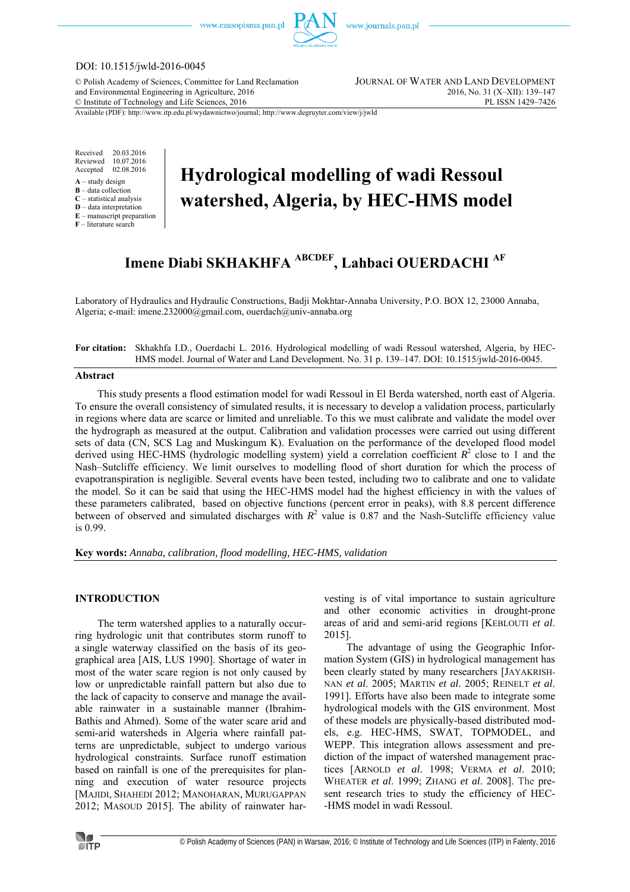DOI: 10.1515/jwld-2016-0045

© Polish Academy of Sciences, Committee for Land Reclamation and Environmental Engineering in Agriculture, 2016
© Institute of Technology and Life Sciences, 2016

JOURNAL OF WATER AND LAND DEVELOPMENT
2016, No. 31 (X–XII): 139–147
PL ISSN 1429–7426

Available (PDF): http://www.itp.edu.pl/wydawnictwo/journal; http://www.degruyter.com/view/j/jwld

Received 20.03.2016
Reviewed 10.07.2016
Accepted 02.08.2016

**A** – study design
**B** – data collection
**C** – statistical analysis
**D** – data interpretation
**E** – manuscript preparation
**F** – literature search

# Hydrological modelling of wadi Ressoul watershed, Algeria, by HEC-HMS model

## Imene Diabi SKHAKHFA [ABCDEF], Lahbaci OUERDACHI [AF]

Laboratory of Hydraulics and Hydraulic Constructions, Badji Mokhtar-Annaba University, P.O. BOX 12, 23000 Annaba, Algeria; e-mail: imene.232000@gmail.com, ouerdach@univ-annaba.org

**For citation:** Skhakhfa I.D., Ouerdachi L. 2016. Hydrological modelling of wadi Ressoul watershed, Algeria, by HEC-HMS model. Journal of Water and Land Development. No. 31 p. 139–147. DOI: 10.1515/jwld-2016-0045.

### Abstract

This study presents a flood estimation model for wadi Ressoul in El Berda watershed, north east of Algeria. To ensure the overall consistency of simulated results, it is necessary to develop a validation process, particularly in regions where data are scarce or limited and unreliable. To this we must calibrate and validate the model over the hydrograph as measured at the output. Calibration and validation processes were carried out using different sets of data (CN, SCS Lag and Muskingum K). Evaluation on the performance of the developed flood model derived using HEC-HMS (hydrologic modelling system) yield a correlation coefficient $R^2$ close to 1 and the Nash–Sutcliffe efficiency. We limit ourselves to modelling flood of short duration for which the process of evapotranspiration is negligible. Several events have been tested, including two to calibrate and one to validate the model. So it can be said that using the HEC-HMS model had the highest efficiency in with the values of these parameters calibrated, based on objective functions (percent error in peaks), with 8.8 percent difference between of observed and simulated discharges with $R^2$ value is 0.87 and the Nash-Sutcliffe efficiency value is 0.99.

**Key words:** *Annaba, calibration, flood modelling, HEC-HMS, validation*

## INTRODUCTION

The term watershed applies to a naturally occurring hydrologic unit that contributes storm runoff to a single waterway classified on the basis of its geographical area [AIS, LUS 1990]. Shortage of water in most of the water scare region is not only caused by low or unpredictable rainfall pattern but also due to the lack of capacity to conserve and manage the available rainwater in a sustainable manner (Ibrahim-Bathis and Ahmed). Some of the water scare arid and semi-arid watersheds in Algeria where rainfall patterns are unpredictable, subject to undergo various hydrological constraints. Surface runoff estimation based on rainfall is one of the prerequisites for planning and execution of water resource projects [MAJIDI, SHAHEDI 2012; MANOHARAN, MURUGAPPAN 2012; MASOUD 2015]. The ability of rainwater harvesting is of vital importance to sustain agriculture and other economic activities in drought-prone areas of arid and semi-arid regions [KEBLOUTI *et al.* 2015].

The advantage of using the Geographic Information System (GIS) in hydrological management has been clearly stated by many researchers [JAYAKRISHNAN *et al.* 2005; MARTIN *et al.* 2005; REINELT *et al.* 1991]. Efforts have also been made to integrate some hydrological models with the GIS environment. Most of these models are physically-based distributed models, e.g. HEC-HMS, SWAT, TOPMODEL, and WEPP. This integration allows assessment and prediction of the impact of watershed management practices [ARNOLD *et al.* 1998; VERMA *et al.* 2010; WHEATER *et al.* 1999; ZHANG *et al.* 2008]. The present research tries to study the efficiency of HEC-HMS model in wadi Ressoul.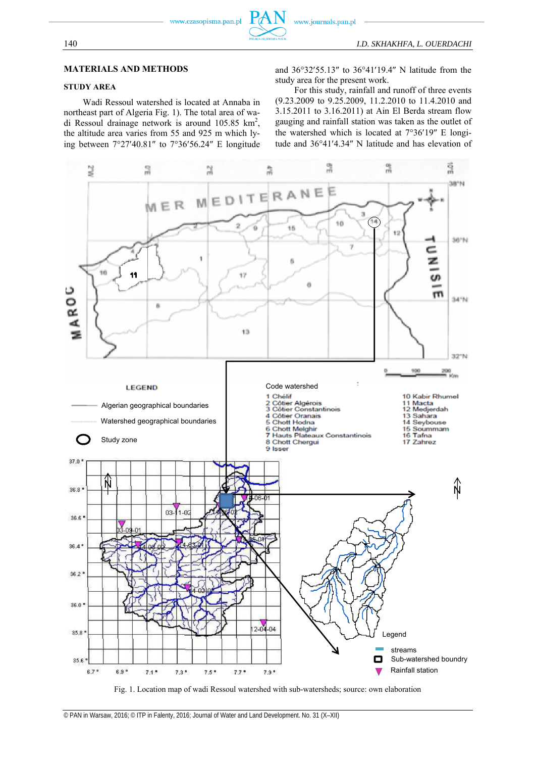## MATERIALS AND METHODS

### STUDY AREA

Wadi Ressoul watershed is located at Annaba in northeast part of Algeria Fig. 1). The total area of wadi Ressoul drainage network is around 105.85 km$^2$, the altitude area varies from 55 and 925 m which lying between 7°27′40.81″ to 7°36′56.24″ E longitude and 36°32′55.13″ to 36°41′19.4″ N latitude from the study area for the present work.

For this study, rainfall and runoff of three events (9.23.2009 to 9.25.2009, 11.2.2010 to 11.4.2010 and 3.15.2011 to 3.16.2011) at Ain El Berda stream flow gauging and rainfall station was taken as the outlet of the watershed which is located at 7°36′19″ E longitude and 36°41′4.34″ N latitude and has elevation of

Fig. 1. Location map of wadi Ressoul watershed with sub-watersheds; source: own elaboration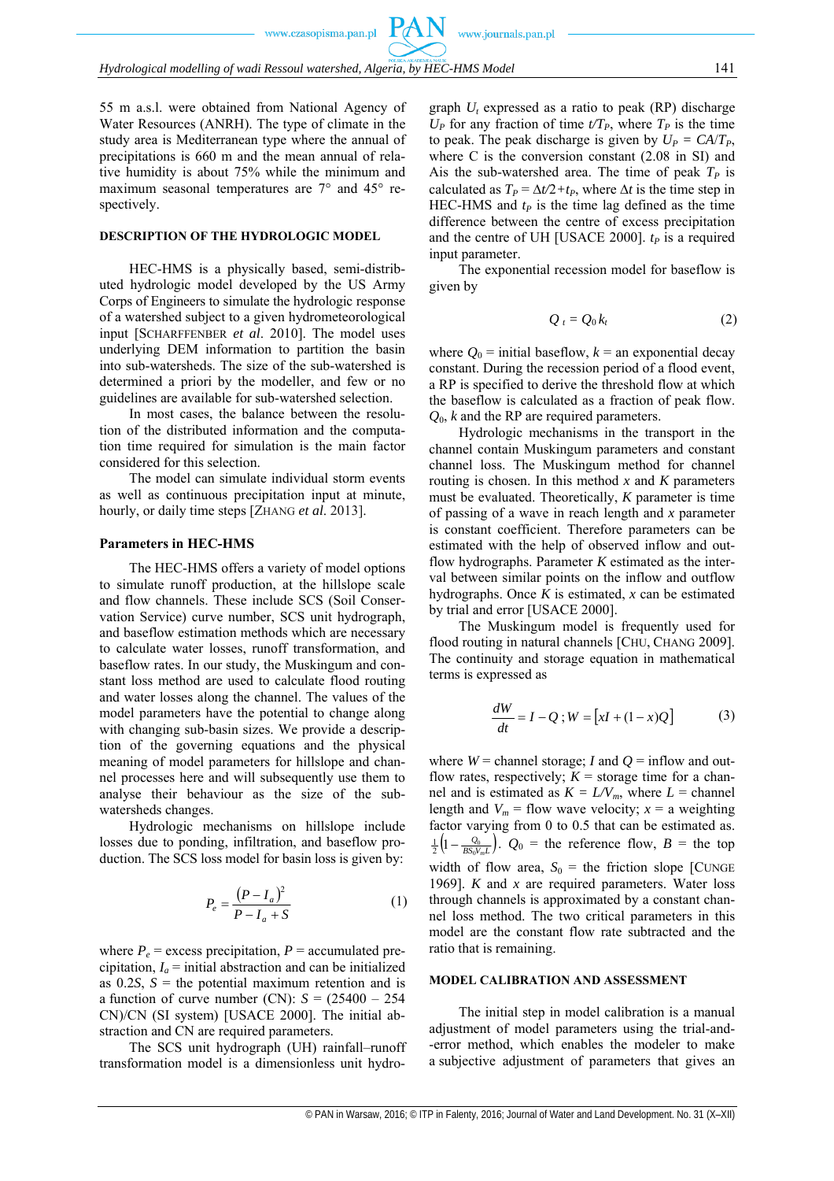55 m a.s.l. were obtained from National Agency of Water Resources (ANRH). The type of climate in the study area is Mediterranean type where the annual of precipitations is 660 m and the mean annual of relative humidity is about 75% while the minimum and maximum seasonal temperatures are 7° and 45° respectively.

## DESCRIPTION OF THE HYDROLOGIC MODEL

HEC-HMS is a physically based, semi-distributed hydrologic model developed by the US Army Corps of Engineers to simulate the hydrologic response of a watershed subject to a given hydrometeorological input [SCHARFFENBER *et al*. 2010]. The model uses underlying DEM information to partition the basin into sub-watersheds. The size of the sub-watershed is determined a priori by the modeller, and few or no guidelines are available for sub-watershed selection.

In most cases, the balance between the resolution of the distributed information and the computation time required for simulation is the main factor considered for this selection.

The model can simulate individual storm events as well as continuous precipitation input at minute, hourly, or daily time steps [ZHANG *et al*. 2013].

### Parameters in HEC-HMS

The HEC-HMS offers a variety of model options to simulate runoff production, at the hillslope scale and flow channels. These include SCS (Soil Conservation Service) curve number, SCS unit hydrograph, and baseflow estimation methods which are necessary to calculate water losses, runoff transformation, and baseflow rates. In our study, the Muskingum and constant loss method are used to calculate flood routing and water losses along the channel. The values of the model parameters have the potential to change along with changing sub-basin sizes. We provide a description of the governing equations and the physical meaning of model parameters for hillslope and channel processes here and will subsequently use them to analyse their behaviour as the size of the sub-watersheds changes.

Hydrologic mechanisms on hillslope include losses due to ponding, infiltration, and baseflow production. The SCS loss model for basin loss is given by:

$$P_e = \frac{(P - I_a)^2}{P - I_a + S} \tag{1}$$

where $P_e$ = excess precipitation, $P$ = accumulated precipitation, $I_a$ = initial abstraction and can be initialized as $0.2S$, $S$ = the potential maximum retention and is a function of curve number (CN): $S$ = (25400 – 254 CN)/CN (SI system) [USACE 2000]. The initial abstraction and CN are required parameters.

The SCS unit hydrograph (UH) rainfall–runoff transformation model is a dimensionless unit hydrograph $U_t$ expressed as a ratio to peak (RP) discharge $U_P$ for any fraction of time $t/T_P$, where $T_P$ is the time to peak. The peak discharge is given by $U_P = CA/T_P$, where C is the conversion constant (2.08 in SI) and Ais the sub-watershed area. The time of peak $T_P$ is calculated as $T_P = \Delta t/2 + t_P$, where $\Delta t$ is the time step in HEC-HMS and $t_P$ is the time lag defined as the time difference between the centre of excess precipitation and the centre of UH [USACE 2000]. $t_P$ is a required input parameter.

The exponential recession model for baseflow is given by

$$Q_t = Q_0 k_t \tag{2}$$

where $Q_0$ = initial baseflow, $k$ = an exponential decay constant. During the recession period of a flood event, a RP is specified to derive the threshold flow at which the baseflow is calculated as a fraction of peak flow. $Q_0$, $k$ and the RP are required parameters.

Hydrologic mechanisms in the transport in the channel contain Muskingum parameters and constant channel loss. The Muskingum method for channel routing is chosen. In this method $x$ and $K$ parameters must be evaluated. Theoretically, $K$ parameter is time of passing of a wave in reach length and $x$ parameter is constant coefficient. Therefore parameters can be estimated with the help of observed inflow and outflow hydrographs. Parameter $K$ estimated as the interval between similar points on the inflow and outflow hydrographs. Once $K$ is estimated, $x$ can be estimated by trial and error [USACE 2000].

The Muskingum model is frequently used for flood routing in natural channels [CHU, CHANG 2009]. The continuity and storage equation in mathematical terms is expressed as

$$\frac{dW}{dt} = I - Q\,;\, W = \left[xI + (1-x)Q\right] \tag{3}$$

where $W$ = channel storage; $I$ and $Q$ = inflow and outflow rates, respectively; $K$ = storage time for a channel and is estimated as $K = L/V_m$, where $L$ = channel length and $V_m$ = flow wave velocity; $x$ = a weighting factor varying from 0 to 0.5 that can be estimated as. $\frac{1}{2}\left(1 - \frac{Q_0}{BS_0V_mL}\right)$. $Q_0$ = the reference flow, $B$ = the top width of flow area, $S_0$ = the friction slope [CUNGE 1969]. $K$ and $x$ are required parameters. Water loss through channels is approximated by a constant channel loss method. The two critical parameters in this model are the constant flow rate subtracted and the ratio that is remaining.

## MODEL CALIBRATION AND ASSESSMENT

The initial step in model calibration is a manual adjustment of model parameters using the trial-and--error method, which enables the modeler to make a subjective adjustment of parameters that gives an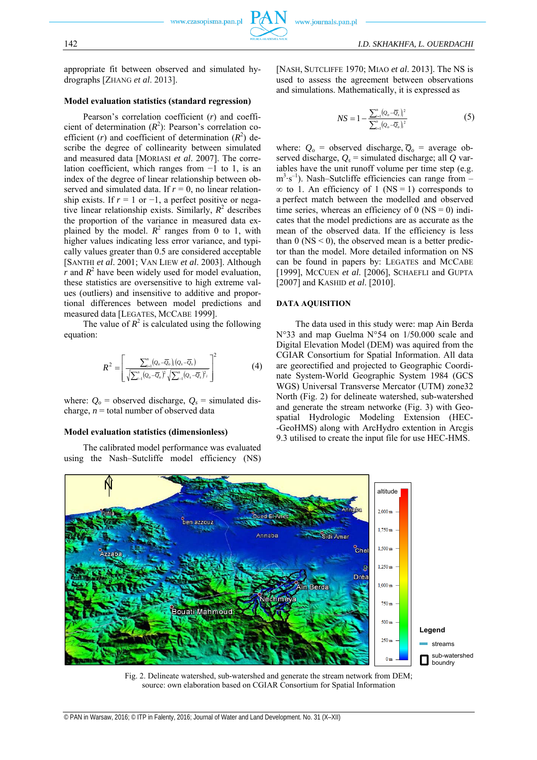appropriate fit between observed and simulated hydrographs [ZHANG *et al*. 2013].

### Model evaluation statistics (standard regression)

Pearson's correlation coefficient ($r$) and coefficient of determination ($R^2$): Pearson's correlation coefficient ($r$) and coefficient of determination ($R^2$) describe the degree of collinearity between simulated and measured data [MORIASI *et al*. 2007]. The correlation coefficient, which ranges from −1 to 1, is an index of the degree of linear relationship between observed and simulated data. If $r = 0$, no linear relationship exists. If $r = 1$ or −1, a perfect positive or negative linear relationship exists. Similarly, $R^2$ describes the proportion of the variance in measured data explained by the model. $R^2$ ranges from 0 to 1, with higher values indicating less error variance, and typically values greater than 0.5 are considered acceptable [SANTHI *et al*. 2001; VAN LIEW *et al*. 2003]. Although $r$ and $R^2$ have been widely used for model evaluation, these statistics are oversensitive to high extreme values (outliers) and insensitive to additive and proportional differences between model predictions and measured data [LEGATES, MCCABE 1999].

The value of $R^2$ is calculated using the following equation:

$$R^2 = \left[ \frac{\sum_{i=1}^{n} (Q_o - \overline{Q}_o)_i (Q_s - \overline{Q}_s)}{\sqrt{\sum_{i=1}^{n} (Q_o - \overline{Q}_o)^2} \sqrt{\sum_{i=1}^{n} (Q_s - \overline{Q}_s)^2_i}} \right]^2 \tag{4}$$

where: $Q_o$ = observed discharge, $Q_s$ = simulated discharge, $n$ = total number of observed data

### Model evaluation statistics (dimensionless)

The calibrated model performance was evaluated using the Nash–Sutcliffe model efficiency (NS) [NASH, SUTCLIFFE 1970; MIAO *et al*. 2013]. The NS is used to assess the agreement between observations and simulations. Mathematically, it is expressed as

$$NS = 1 - \frac{\sum_{i=1}^{n} (Q_o - \overline{Q}_s)_i^2}{\sum_{i=1}^{n} (Q_o - \overline{Q}_o)_i^2} \tag{5}$$

where: $Q_o$ = observed discharge, $\overline{Q}_o$ = average observed discharge; $Q_s$ = simulated discharge; all $Q$ variables have the unit runoff volume per time step (e.g. $m^3 \cdot s^{-1}$). Nash–Sutcliffe efficiencies can range from $-\infty$ to 1. An efficiency of 1 (NS = 1) corresponds to a perfect match between the modelled and observed time series, whereas an efficiency of 0 (NS = 0) indicates that the model predictions are as accurate as the mean of the observed data. If the efficiency is less than 0 (NS < 0), the observed mean is a better predictor than the model. More detailed information on NS can be found in papers by: LEGATES and MCCABE [1999], MCCUEN *et al*. [2006], SCHAEFLI and GUPTA [2007] and KASHID *et al*. [2010].

## DATA AQUISITION

The data used in this study were: map Ain Berda N°33 and map Guelma N°54 on 1/50.000 scale and Digital Elevation Model (DEM) was aquired from the CGIAR Consortium for Spatial Information. All data are georectified and projected to Geographic Coordinate System-World Geographic System 1984 (GCS WGS) Universal Transverse Mercator (UTM) zone32 North (Fig. 2) for delineate watershed, sub-watershed and generate the stream networke (Fig. 3) with Geospatial Hydrologic Modeling Extension (HEC-GeoHMS) along with ArcHydro extention in Arcgis 9.3 utilised to create the input file for use HEC-HMS.

Fig. 2. Delineate watershed, sub-watershed and generate the stream network from DEM; source: own elaboration based on CGIAR Consortium for Spatial Information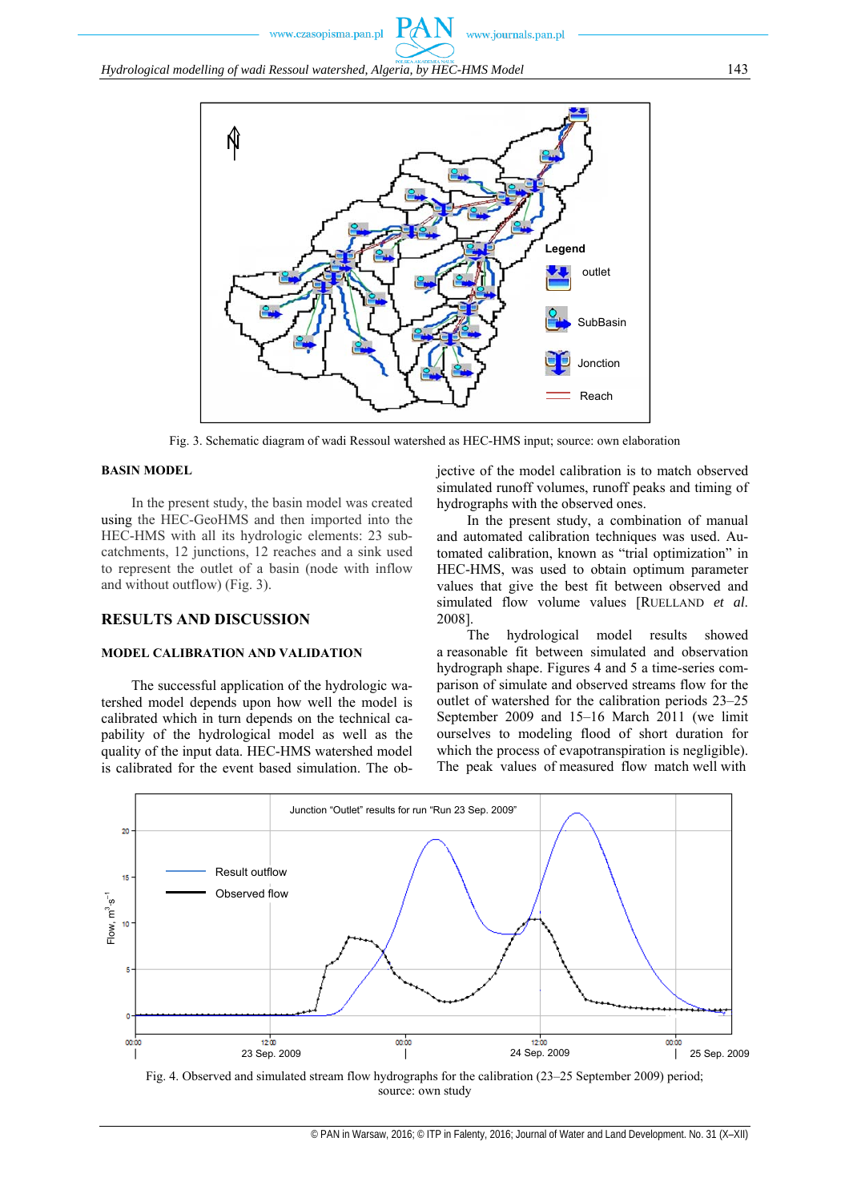Fig. 3. Schematic diagram of wadi Ressoul watershed as HEC-HMS input; source: own elaboration

### BASIN MODEL

In the present study, the basin model was created using the HEC-GeoHMS and then imported into the HEC-HMS with all its hydrologic elements: 23 sub-catchments, 12 junctions, 12 reaches and a sink used to represent the outlet of a basin (node with inflow and without outflow) (Fig. 3).

## RESULTS AND DISCUSSION

### MODEL CALIBRATION AND VALIDATION

The successful application of the hydrologic watershed model depends upon how well the model is calibrated which in turn depends on the technical capability of the hydrological model as well as the quality of the input data. HEC-HMS watershed model is calibrated for the event based simulation. The objective of the model calibration is to match observed simulated runoff volumes, runoff peaks and timing of hydrographs with the observed ones.

In the present study, a combination of manual and automated calibration techniques was used. Automated calibration, known as "trial optimization" in HEC-HMS, was used to obtain optimum parameter values that give the best fit between observed and simulated flow volume values [RUELLAND *et al.* 2008].

The hydrological model results showed a reasonable fit between simulated and observation hydrograph shape. Figures 4 and 5 a time-series comparison of simulate and observed streams flow for the outlet of watershed for the calibration periods 23–25 September 2009 and 15–16 March 2011 (we limit ourselves to modeling flood of short duration for which the process of evapotranspiration is negligible). The peak values of measured flow match well with

Fig. 4. Observed and simulated stream flow hydrographs for the calibration (23–25 September 2009) period; source: own study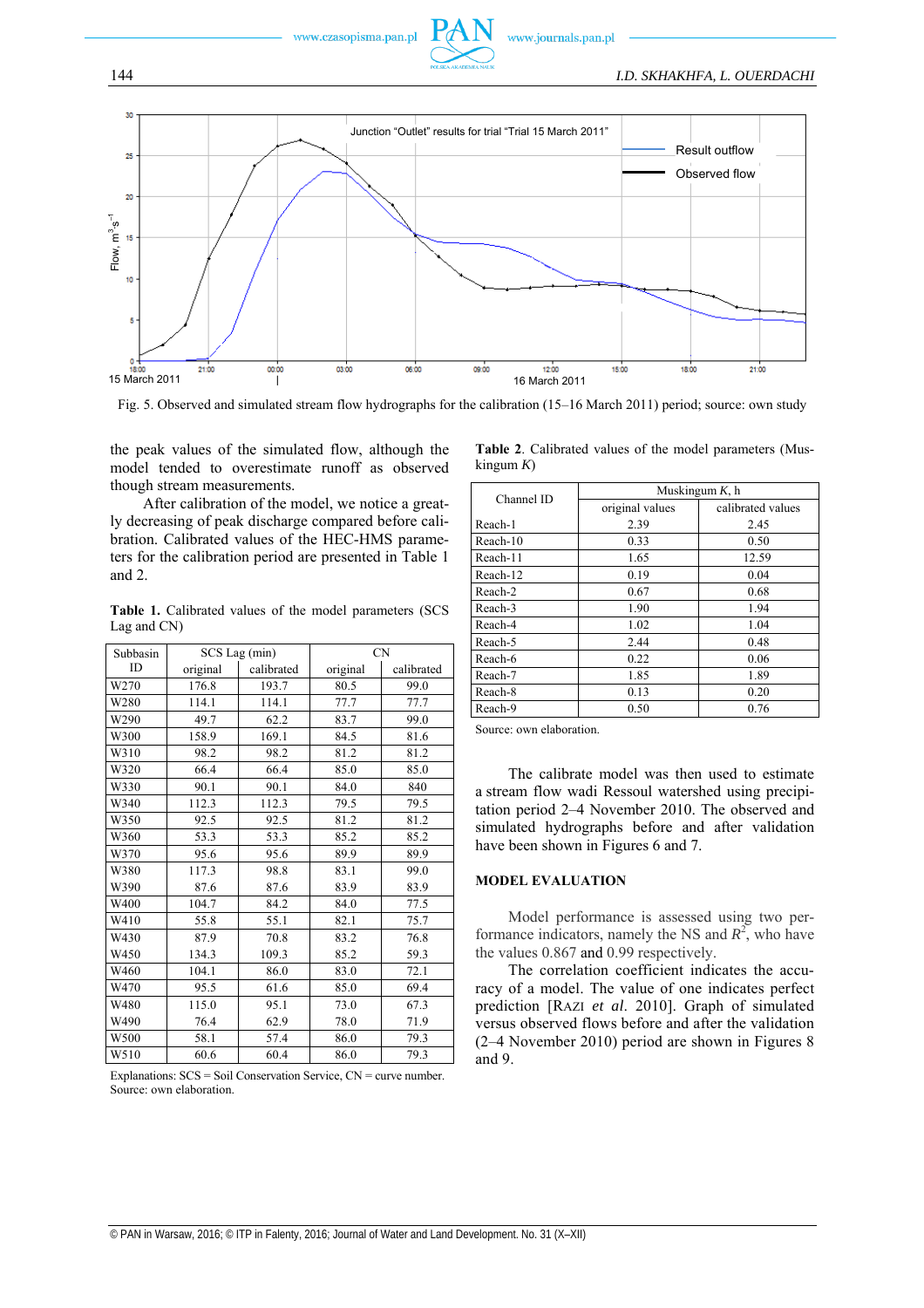Fig. 5. Observed and simulated stream flow hydrographs for the calibration (15–16 March 2011) period; source: own study

the peak values of the simulated flow, although the model tended to overestimate runoff as observed though stream measurements.

After calibration of the model, we notice a greatly decreasing of peak discharge compared before calibration. Calibrated values of the HEC-HMS parameters for the calibration period are presented in Table 1 and 2.

**Table 1.** Calibrated values of the model parameters (SCS Lag and CN)

| Subbasin ID | SCS Lag (min) | | CN | |
|---|---|---|---|---|
| | original | calibrated | original | calibrated |
| W270 | 176.8 | 193.7 | 80.5 | 99.0 |
| W280 | 114.1 | 114.1 | 77.7 | 77.7 |
| W290 | 49.7 | 62.2 | 83.7 | 99.0 |
| W300 | 158.9 | 169.1 | 84.5 | 81.6 |
| W310 | 98.2 | 98.2 | 81.2 | 81.2 |
| W320 | 66.4 | 66.4 | 85.0 | 85.0 |
| W330 | 90.1 | 90.1 | 84.0 | 840 |
| W340 | 112.3 | 112.3 | 79.5 | 79.5 |
| W350 | 92.5 | 92.5 | 81.2 | 81.2 |
| W360 | 53.3 | 53.3 | 85.2 | 85.2 |
| W370 | 95.6 | 95.6 | 89.9 | 89.9 |
| W380 | 117.3 | 98.8 | 83.1 | 99.0 |
| W390 | 87.6 | 87.6 | 83.9 | 83.9 |
| W400 | 104.7 | 84.2 | 84.0 | 77.5 |
| W410 | 55.8 | 55.1 | 82.1 | 75.7 |
| W430 | 87.9 | 70.8 | 83.2 | 76.8 |
| W450 | 134.3 | 109.3 | 85.2 | 59.3 |
| W460 | 104.1 | 86.0 | 83.0 | 72.1 |
| W470 | 95.5 | 61.6 | 85.0 | 69.4 |
| W480 | 115.0 | 95.1 | 73.0 | 67.3 |
| W490 | 76.4 | 62.9 | 78.0 | 71.9 |
| W500 | 58.1 | 57.4 | 86.0 | 79.3 |
| W510 | 60.6 | 60.4 | 86.0 | 79.3 |

Explanations: SCS = Soil Conservation Service, CN = curve number.
Source: own elaboration.

**Table 2.** Calibrated values of the model parameters (Muskingum *K*)

| Channel ID | Muskingum *K*, h | |
|---|---|---|
| | original values | calibrated values |
| Reach-1 | 2.39 | 2.45 |
| Reach-10 | 0.33 | 0.50 |
| Reach-11 | 1.65 | 12.59 |
| Reach-12 | 0.19 | 0.04 |
| Reach-2 | 0.67 | 0.68 |
| Reach-3 | 1.90 | 1.94 |
| Reach-4 | 1.02 | 1.04 |
| Reach-5 | 2.44 | 0.48 |
| Reach-6 | 0.22 | 0.06 |
| Reach-7 | 1.85 | 1.89 |
| Reach-8 | 0.13 | 0.20 |
| Reach-9 | 0.50 | 0.76 |

Source: own elaboration.

The calibrate model was then used to estimate a stream flow wadi Ressoul watershed using precipitation period 2–4 November 2010. The observed and simulated hydrographs before and after validation have been shown in Figures 6 and 7.

## MODEL EVALUATION

Model performance is assessed using two performance indicators, namely the NS and $R^2$, who have the values 0.867 and 0.99 respectively.

The correlation coefficient indicates the accuracy of a model. The value of one indicates perfect prediction [RAZI *et al.* 2010]. Graph of simulated versus observed flows before and after the validation (2–4 November 2010) period are shown in Figures 8 and 9.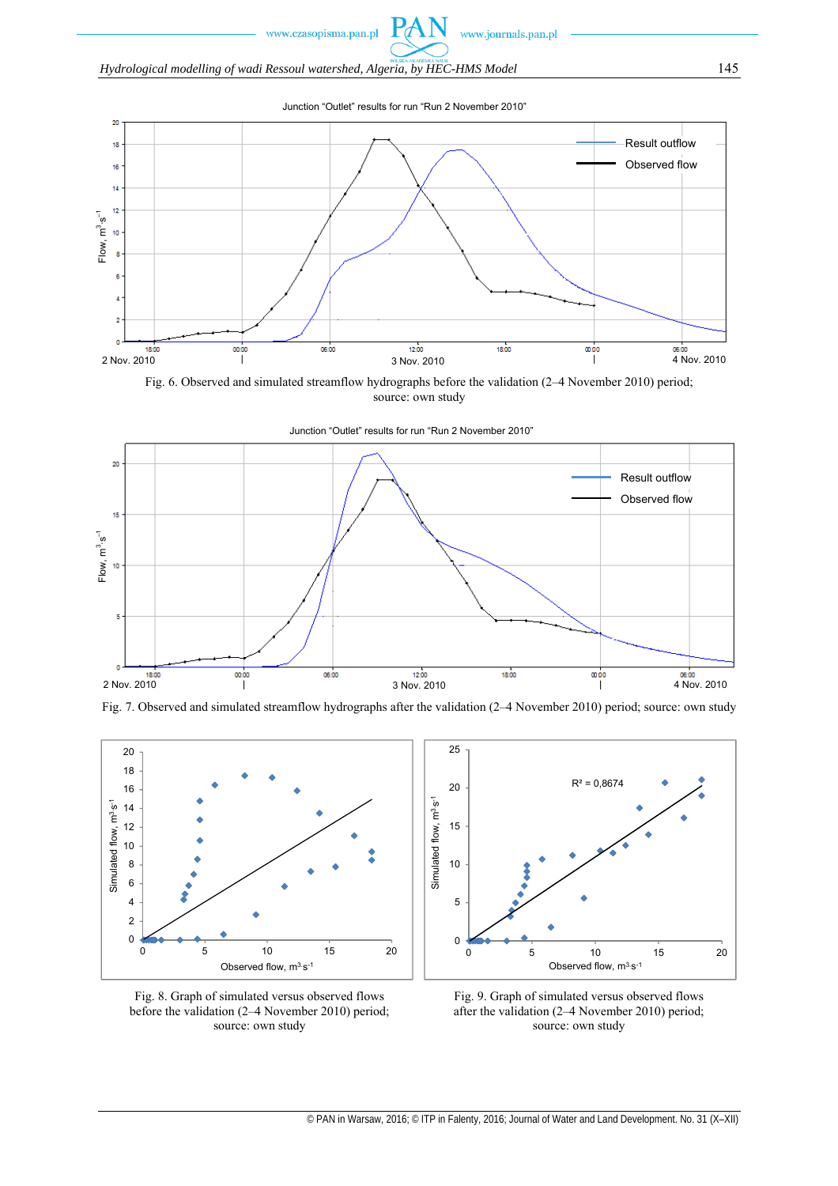Fig. 6. Observed and simulated streamflow hydrographs before the validation (2–4 November 2010) period; source: own study

Fig. 7. Observed and simulated streamflow hydrographs after the validation (2–4 November 2010) period; source: own study

Fig. 8. Graph of simulated versus observed flows before the validation (2–4 November 2010) period; source: own study

Fig. 9. Graph of simulated versus observed flows after the validation (2–4 November 2010) period; source: own study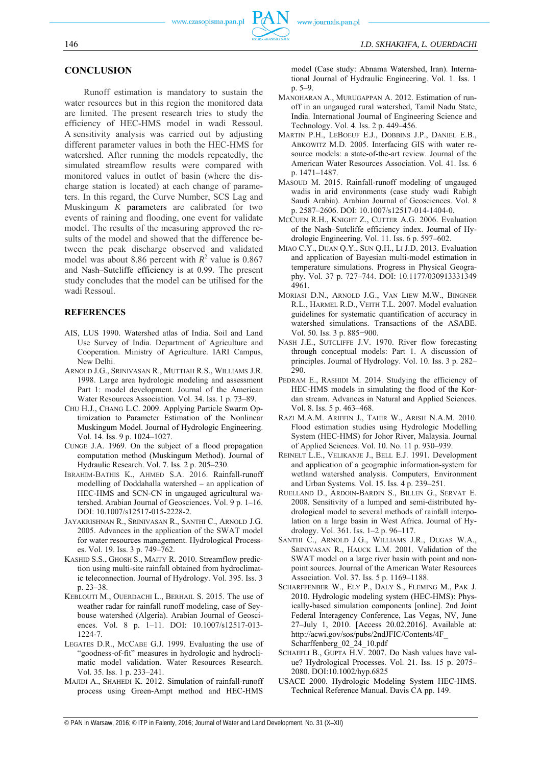## CONCLUSION

Runoff estimation is mandatory to sustain the water resources but in this region the monitored data are limited. The present research tries to study the efficiency of HEC-HMS model in wadi Ressoul. A sensitivity analysis was carried out by adjusting different parameter values in both the HEC-HMS for watershed. After running the models repeatedly, the simulated streamflow results were compared with monitored values in outlet of basin (where the discharge station is located) at each change of parameters. In this regard, the Curve Number, SCS Lag and Muskingum *K* parameters are calibrated for two events of raining and flooding, one event for validate model. The results of the measuring approved the results of the model and showed that the difference between the peak discharge observed and validated model was about 8.86 percent with $R^2$ value is 0.867 and Nash–Sutcliffe efficiency is at 0.99. The present study concludes that the model can be utilised for the wadi Ressoul.

## REFERENCES

AIS, LUS 1990. Watershed atlas of India. Soil and Land Use Survey of India. Department of Agriculture and Cooperation. Ministry of Agriculture. IARI Campus, New Delhi.

ARNOLD J.G., SRINIVASAN R., MUTTIAH R.S., WILLIAMS J.R. 1998. Large area hydrologic modeling and assessment Part 1: model development. Journal of the American Water Resources Association. Vol. 34. Iss. 1 p. 73–89.

CHU H.J., CHANG L.C. 2009. Applying Particle Swarm Optimization to Parameter Estimation of the Nonlinear Muskingum Model. Journal of Hydrologic Engineering. Vol. 14. Iss. 9 p. 1024–1027.

CUNGE J.A. 1969. On the subject of a flood propagation computation method (Muskingum Method). Journal of Hydraulic Research. Vol. 7. Iss. 2 p. 205–230.

IBRAHIM-BATHIS K., AHMED S.A. 2016. Rainfall-runoff modelling of Doddahalla watershed – an application of HEC-HMS and SCN-CN in ungauged agricultural watershed. Arabian Journal of Geosciences. Vol. 9 p. 1–16. DOI: 10.1007/s12517-015-2228-2.

JAYAKRISHNAN R., SRINIVASAN R., SANTHI C., ARNOLD J.G. 2005. Advances in the application of the SWAT model for water resources management. Hydrological Processes. Vol. 19. Iss. 3 p. 749–762.

KASHID S.S., GHOSH S., MAITY R. 2010. Streamflow prediction using multi-site rainfall obtained from hydroclimatic teleconnection. Journal of Hydrology. Vol. 395. Iss. 3 p. 23–38.

KEBLOUTI M., OUERDACHI L., BERHAIL S. 2015. The use of weather radar for rainfall runoff modeling, case of Seybouse watershed (Algeria). Arabian Journal of Geosciences. Vol. 8 p. 1–11. DOI: 10.1007/s12517-013-1224-7.

LEGATES D.R., MCCABE G.J. 1999. Evaluating the use of "goodness-of-fit" measures in hydrologic and hydroclimatic model validation. Water Resources Research. Vol. 35. Iss. 1 p. 233–241.

MAJIDI A., SHAHEDI K. 2012. Simulation of rainfall-runoff process using Green-Ampt method and HEC-HMS model (Case study: Abnama Watershed, Iran). International Journal of Hydraulic Engineering. Vol. 1. Iss. 1 p. 5–9.

MANOHARAN A., MURUGAPPAN A. 2012. Estimation of runoff in an ungauged rural watershed, Tamil Nadu State, India. International Journal of Engineering Science and Technology. Vol. 4. Iss. 2 p. 449–456.

MARTIN P.H., LEBOEUF E.J., DOBBINS J.P., DANIEL E.B., ABKOWITZ M.D. 2005. Interfacing GIS with water resource models: a state-of-the-art review. Journal of the American Water Resources Association. Vol. 41. Iss. 6 p. 1471–1487.

MASOUD M. 2015. Rainfall-runoff modeling of ungauged wadis in arid environments (case study wadi Rabigh Saudi Arabia). Arabian Journal of Geosciences. Vol. 8 p. 2587–2606. DOI: 10.1007/s12517-014-1404-0.

MCCUEN R.H., KNIGHT Z., CUTTER A.G. 2006. Evaluation of the Nash–Sutcliffe efficiency index. Journal of Hydrologic Engineering. Vol. 11. Iss. 6 p. 597–602.

MIAO C.Y., DUAN Q.Y., SUN Q.H., LI J.D. 2013. Evaluation and application of Bayesian multi-model estimation in temperature simulations. Progress in Physical Geography. Vol. 37 p. 727–744. DOI: 10.1177/0309133313494961.

MORIASI D.N., ARNOLD J.G., VAN LIEW M.W., BINGNER R.L., HARMEL R.D., VEITH T.L. 2007. Model evaluation guidelines for systematic quantification of accuracy in watershed simulations. Transactions of the ASABE. Vol. 50. Iss. 3 p. 885−900.

NASH J.E., SUTCLIFFE J.V. 1970. River flow forecasting through conceptual models: Part 1. A discussion of principles. Journal of Hydrology. Vol. 10. Iss. 3 p. 282–290.

PEDRAM E., RASHIDI M. 2014. Studying the efficiency of HEC-HMS models in simulating the flood of the Kordan stream. Advances in Natural and Applied Sciences. Vol. 8. Iss. 5 p. 463–468.

RAZI M.A.M. ARIFFIN J., TAHIR W., ARISH N.A.M. 2010. Flood estimation studies using Hydrologic Modelling System (HEC-HMS) for Johor River, Malaysia. Journal of Applied Sciences. Vol. 10. No. 11 p. 930–939.

REINELT L.E., VELIKANJE J., BELL E.J. 1991. Development and application of a geographic information-system for wetland watershed analysis. Computers, Environment and Urban Systems. Vol. 15. Iss. 4 p. 239–251.

RUELLAND D., ARDOIN-BARDIN S., BILLEN G., SERVAT E. 2008. Sensitivity of a lumped and semi-distributed hydrological model to several methods of rainfall interpolation on a large basin in West Africa. Journal of Hydrology. Vol. 361. Iss. 1–2 p. 96–117.

SANTHI C., ARNOLD J.G., WILLIAMS J.R., DUGAS W.A., SRINIVASAN R., HAUCK L.M. 2001. Validation of the SWAT model on a large river basin with point and nonpoint sources. Journal of the American Water Resources Association. Vol. 37. Iss. 5 p. 1169–1188.

SCHARFFENBER W., ELY P., DALY S., FLEMING M., PAK J. 2010. Hydrologic modeling system (HEC-HMS): Physically-based simulation components [online]. 2nd Joint Federal Interagency Conference, Las Vegas, NV, June 27–July 1, 2010. [Access 20.02.2016]. Available at: http://acwi.gov/sos/pubs/2ndJFIC/Contents/4F_Scharffenberg_02_24_10.pdf

SCHAEFLI B., GUPTA H.V. 2007. Do Nash values have value? Hydrological Processes. Vol. 21. Iss. 15 p. 2075–2080. DOI:10.1002/hyp.6825

USACE 2000. Hydrologic Modeling System HEC-HMS. Technical Reference Manual. Davis CA pp. 149.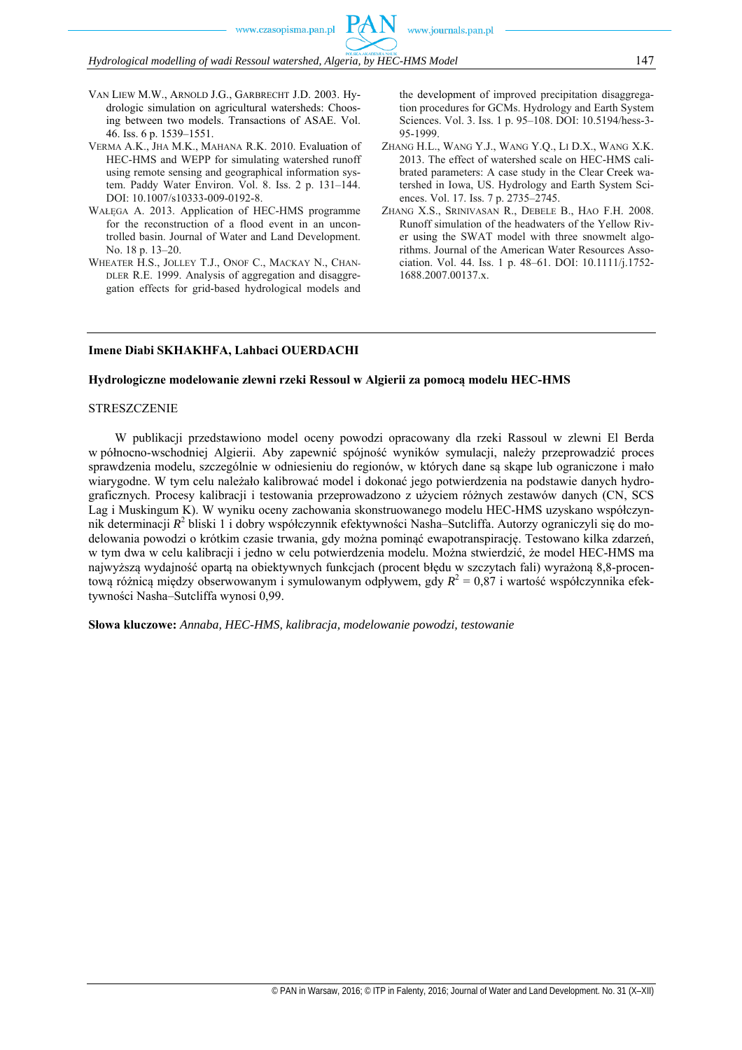VAN LIEW M.W., ARNOLD J.G., GARBRECHT J.D. 2003. Hydrologic simulation on agricultural watersheds: Choosing between two models. Transactions of ASAE. Vol. 46. Iss. 6 p. 1539–1551.

VERMA A.K., JHA M.K., MAHANA R.K. 2010. Evaluation of HEC-HMS and WEPP for simulating watershed runoff using remote sensing and geographical information system. Paddy Water Environ. Vol. 8. Iss. 2 p. 131–144. DOI: 10.1007/s10333-009-0192-8.

WAŁĘGA A. 2013. Application of HEC-HMS programme for the reconstruction of a flood event in an uncontrolled basin. Journal of Water and Land Development. No. 18 p. 13–20.

WHEATER H.S., JOLLEY T.J., ONOF C., MACKAY N., CHANDLER R.E. 1999. Analysis of aggregation and disaggregation effects for grid-based hydrological models and the development of improved precipitation disaggregation procedures for GCMs. Hydrology and Earth System Sciences. Vol. 3. Iss. 1 p. 95–108. DOI: 10.5194/hess-3-95-1999.

ZHANG H.L., WANG Y.J., WANG Y.Q., LI D.X., WANG X.K. 2013. The effect of watershed scale on HEC-HMS calibrated parameters: A case study in the Clear Creek watershed in Iowa, US. Hydrology and Earth System Sciences. Vol. 17. Iss. 7 p. 2735–2745.

ZHANG X.S., SRINIVASAN R., DEBELE B., HAO F.H. 2008. Runoff simulation of the headwaters of the Yellow River using the SWAT model with three snowmelt algorithms. Journal of the American Water Resources Association. Vol. 44. Iss. 1 p. 48–61. DOI: 10.1111/j.1752-1688.2007.00137.x.

---

**Imene Diabi SKHAKHFA, Lahbaci OUERDACHI**

**Hydrologiczne modelowanie zlewni rzeki Ressoul w Algierii za pomocą modelu HEC-HMS**

STRESZCZENIE

W publikacji przedstawiono model oceny powodzi opracowany dla rzeki Rassoul w zlewni El Berda w północno-wschodniej Algierii. Aby zapewnić spójność wyników symulacji, należy przeprowadzić proces sprawdzenia modelu, szczególnie w odniesieniu do regionów, w których dane są skąpe lub ograniczone i mało wiarygodne. W tym celu należało kalibrować model i dokonać jego potwierdzenia na podstawie danych hydrograficznych. Procesy kalibracji i testowania przeprowadzono z użyciem różnych zestawów danych (CN, SCS Lag i Muskingum K). W wyniku oceny zachowania skonstruowanego modelu HEC-HMS uzyskano współczynnik determinacji $R^2$ bliski 1 i dobry współczynnik efektywności Nasha–Sutcliffa. Autorzy ograniczyli się do modelowania powodzi o krótkim czasie trwania, gdy można pominąć ewapotranspirację. Testowano kilka zdarzeń, w tym dwa w celu kalibracji i jedno w celu potwierdzenia modelu. Można stwierdzić, że model HEC-HMS ma najwyższą wydajność opartą na obiektywnych funkcjach (procent błędu w szczytach fali) wyrażoną 8,8-procentową różnicą między obserwowanym i symulowanym odpływem, gdy $R^2$ = 0,87 i wartość współczynnika efektywności Nasha–Sutcliffa wynosi 0,99.

**Słowa kluczowe:** *Annaba, HEC-HMS, kalibracja, modelowanie powodzi, testowanie*